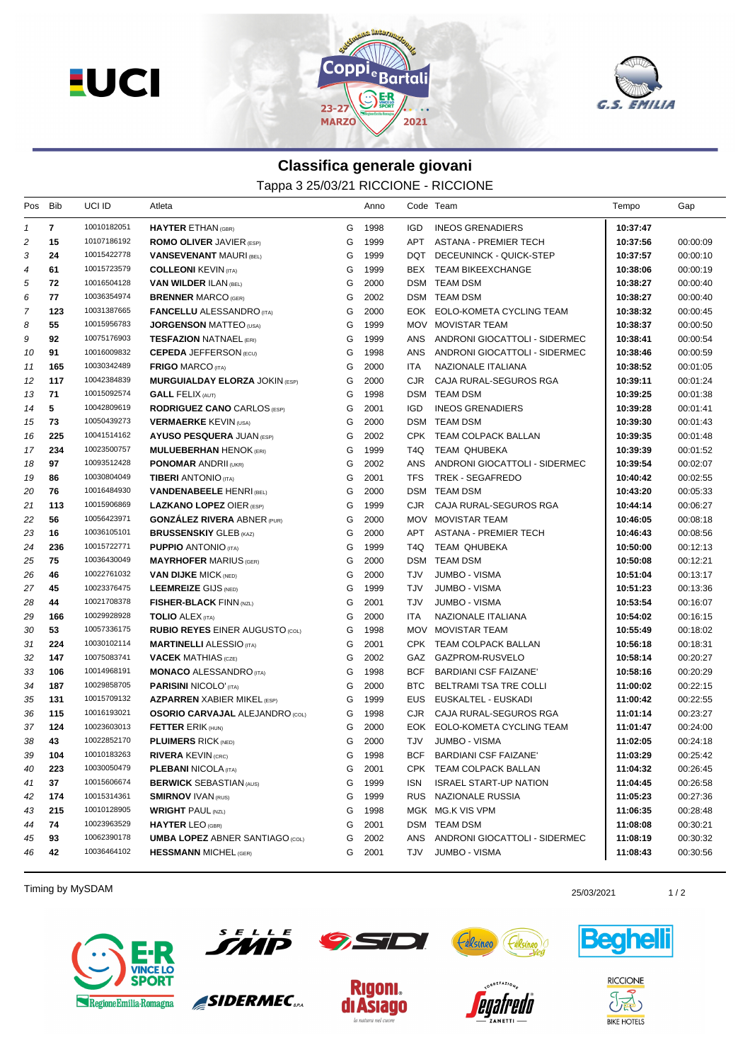# Classifica generale giovani

Tappa 3 25/03/21 RICCIONE - RICCIONE

| Pos | Bib | UCI ID | Atleta | | Anno | Code | Team | Tempo | Gap |
|---|---|---|---|---|---|---|---|---|---|
| 1 | 7 | 10010182051 | **HAYTER** ETHAN (GBR) | G | 1998 | IGD | INEOS GRENADIERS | 10:37:47 | |
| 2 | 15 | 10107186192 | **ROMO OLIVER** JAVIER (ESP) | G | 1999 | APT | ASTANA - PREMIER TECH | 10:37:56 | 00:00:09 |
| 3 | 24 | 10015422778 | **VANSEVENANT** MAURI (BEL) | G | 1999 | DQT | DECEUNINCK - QUICK-STEP | 10:37:57 | 00:00:10 |
| 4 | 61 | 10015723579 | **COLLEONI** KEVIN (ITA) | G | 1999 | BEX | TEAM BIKEEXCHANGE | 10:38:06 | 00:00:19 |
| 5 | 72 | 10016504128 | **VAN WILDER** ILAN (BEL) | G | 2000 | DSM | TEAM DSM | 10:38:27 | 00:00:40 |
| 6 | 77 | 10036354974 | **BRENNER** MARCO (GER) | G | 2002 | DSM | TEAM DSM | 10:38:27 | 00:00:40 |
| 7 | 123 | 10031387665 | **FANCELLU** ALESSANDRO (ITA) | G | 2000 | EOK | EOLO-KOMETA CYCLING TEAM | 10:38:32 | 00:00:45 |
| 8 | 55 | 10015956783 | **JORGENSON** MATTEO (USA) | G | 1999 | MOV | MOVISTAR TEAM | 10:38:37 | 00:00:50 |
| 9 | 92 | 10075176903 | **TESFAZION** NATNAEL (ERI) | G | 1999 | ANS | ANDRONI GIOCATTOLI - SIDERMEC | 10:38:41 | 00:00:54 |
| 10 | 91 | 10016009832 | **CEPEDA** JEFFERSON (ECU) | G | 1998 | ANS | ANDRONI GIOCATTOLI - SIDERMEC | 10:38:46 | 00:00:59 |
| 11 | 165 | 10030342489 | **FRIGO** MARCO (ITA) | G | 2000 | ITA | NAZIONALE ITALIANA | 10:38:52 | 00:01:05 |
| 12 | 117 | 10042384839 | **MURGUIALDAY ELORZA** JOKIN (ESP) | G | 2000 | CJR | CAJA RURAL-SEGUROS RGA | 10:39:11 | 00:01:24 |
| 13 | 71 | 10015092574 | **GALL** FELIX (AUT) | G | 1998 | DSM | TEAM DSM | 10:39:25 | 00:01:38 |
| 14 | 5 | 10042809619 | **RODRIGUEZ CANO** CARLOS (ESP) | G | 2001 | IGD | INEOS GRENADIERS | 10:39:28 | 00:01:41 |
| 15 | 73 | 10050439273 | **VERMAERKE** KEVIN (USA) | G | 2000 | DSM | TEAM DSM | 10:39:30 | 00:01:43 |
| 16 | 225 | 10041514162 | **AYUSO PESQUERA** JUAN (ESP) | G | 2002 | CPK | TEAM COLPACK BALLAN | 10:39:35 | 00:01:48 |
| 17 | 234 | 10023500757 | **MULUEBERHAN** HENOK (ERI) | G | 1999 | T4Q | TEAM QHUBEKA | 10:39:39 | 00:01:52 |
| 18 | 97 | 10093512428 | **PONOMAR** ANDRII (UKR) | G | 2002 | ANS | ANDRONI GIOCATTOLI - SIDERMEC | 10:39:54 | 00:02:07 |
| 19 | 86 | 10030804049 | **TIBERI** ANTONIO (ITA) | G | 2001 | TFS | TREK - SEGAFREDO | 10:40:42 | 00:02:55 |
| 20 | 76 | 10016484930 | **VANDENABEELE** HENRI (BEL) | G | 2000 | DSM | TEAM DSM | 10:43:20 | 00:05:33 |
| 21 | 113 | 10015906869 | **LAZKANO LOPEZ** OIER (ESP) | G | 1999 | CJR | CAJA RURAL-SEGUROS RGA | 10:44:14 | 00:06:27 |
| 22 | 56 | 10056423971 | **GONZÁLEZ RIVERA** ABNER (PUR) | G | 2000 | MOV | MOVISTAR TEAM | 10:46:05 | 00:08:18 |
| 23 | 16 | 10036105101 | **BRUSSENSKIY** GLEB (KAZ) | G | 2000 | APT | ASTANA - PREMIER TECH | 10:46:43 | 00:08:56 |
| 24 | 236 | 10015722771 | **PUPPIO** ANTONIO (ITA) | G | 1999 | T4Q | TEAM QHUBEKA | 10:50:00 | 00:12:13 |
| 25 | 75 | 10036430049 | **MAYRHOFER** MARIUS (GER) | G | 2000 | DSM | TEAM DSM | 10:50:08 | 00:12:21 |
| 26 | 46 | 10022761032 | **VAN DIJKE** MICK (NED) | G | 2000 | TJV | JUMBO - VISMA | 10:51:04 | 00:13:17 |
| 27 | 45 | 10023376475 | **LEEMREIZE** GIJS (NED) | G | 1999 | TJV | JUMBO - VISMA | 10:51:23 | 00:13:36 |
| 28 | 44 | 10021708378 | **FISHER-BLACK** FINN (NZL) | G | 2001 | TJV | JUMBO - VISMA | 10:53:54 | 00:16:07 |
| 29 | 166 | 10029928928 | **TOLIO** ALEX (ITA) | G | 2000 | ITA | NAZIONALE ITALIANA | 10:54:02 | 00:16:15 |
| 30 | 53 | 10057336175 | **RUBIO REYES** EINER AUGUSTO (COL) | G | 1998 | MOV | MOVISTAR TEAM | 10:55:49 | 00:18:02 |
| 31 | 224 | 10030102114 | **MARTINELLI** ALESSIO (ITA) | G | 2001 | CPK | TEAM COLPACK BALLAN | 10:56:18 | 00:18:31 |
| 32 | 147 | 10075083741 | **VACEK** MATHIAS (CZE) | G | 2002 | GAZ | GAZPROM-RUSVELO | 10:58:14 | 00:20:27 |
| 33 | 106 | 10014968191 | **MONACO** ALESSANDRO (ITA) | G | 1998 | BCF | BARDIANI CSF FAIZANE' | 10:58:16 | 00:20:29 |
| 34 | 187 | 10029858705 | **PARISINI** NICOLO' (ITA) | G | 2000 | BTC | BELTRAMI TSA TRE COLLI | 11:00:02 | 00:22:15 |
| 35 | 131 | 10015709132 | **AZPARREN** XABIER MIKEL (ESP) | G | 1999 | EUS | EUSKALTEL - EUSKADI | 11:00:42 | 00:22:55 |
| 36 | 115 | 10016193021 | **OSORIO CARVAJAL** ALEJANDRO (COL) | G | 1998 | CJR | CAJA RURAL-SEGUROS RGA | 11:01:14 | 00:23:27 |
| 37 | 124 | 10023603013 | **FETTER** ERIK (HUN) | G | 2000 | EOK | EOLO-KOMETA CYCLING TEAM | 11:01:47 | 00:24:00 |
| 38 | 43 | 10022852170 | **PLUIMERS** RICK (NED) | G | 2000 | TJV | JUMBO - VISMA | 11:02:05 | 00:24:18 |
| 39 | 104 | 10010183263 | **RIVERA** KEVIN (CRC) | G | 1998 | BCF | BARDIANI CSF FAIZANE' | 11:03:29 | 00:25:42 |
| 40 | 223 | 10030050479 | **PLEBANI** NICOLA (ITA) | G | 2001 | CPK | TEAM COLPACK BALLAN | 11:04:32 | 00:26:45 |
| 41 | 37 | 10015606674 | **BERWICK** SEBASTIAN (AUS) | G | 1999 | ISN | ISRAEL START-UP NATION | 11:04:45 | 00:26:58 |
| 42 | 174 | 10015314361 | **SMIRNOV** IVAN (RUS) | G | 1999 | RUS | NAZIONALE RUSSIA | 11:05:23 | 00:27:36 |
| 43 | 215 | 10010128905 | **WRIGHT** PAUL (NZL) | G | 1998 | MGK | MG.K VIS VPM | 11:06:35 | 00:28:48 |
| 44 | 74 | 10023963529 | **HAYTER** LEO (GBR) | G | 2001 | DSM | TEAM DSM | 11:08:08 | 00:30:21 |
| 45 | 93 | 10062390178 | **UMBA LOPEZ** ABNER SANTIAGO (COL) | G | 2002 | ANS | ANDRONI GIOCATTOLI - SIDERMEC | 11:08:19 | 00:30:32 |
| 46 | 42 | 10036464102 | **HESSMANN** MICHEL (GER) | G | 2001 | TJV | JUMBO - VISMA | 11:08:43 | 00:30:56 |

Timing by MySDAM

25/03/2021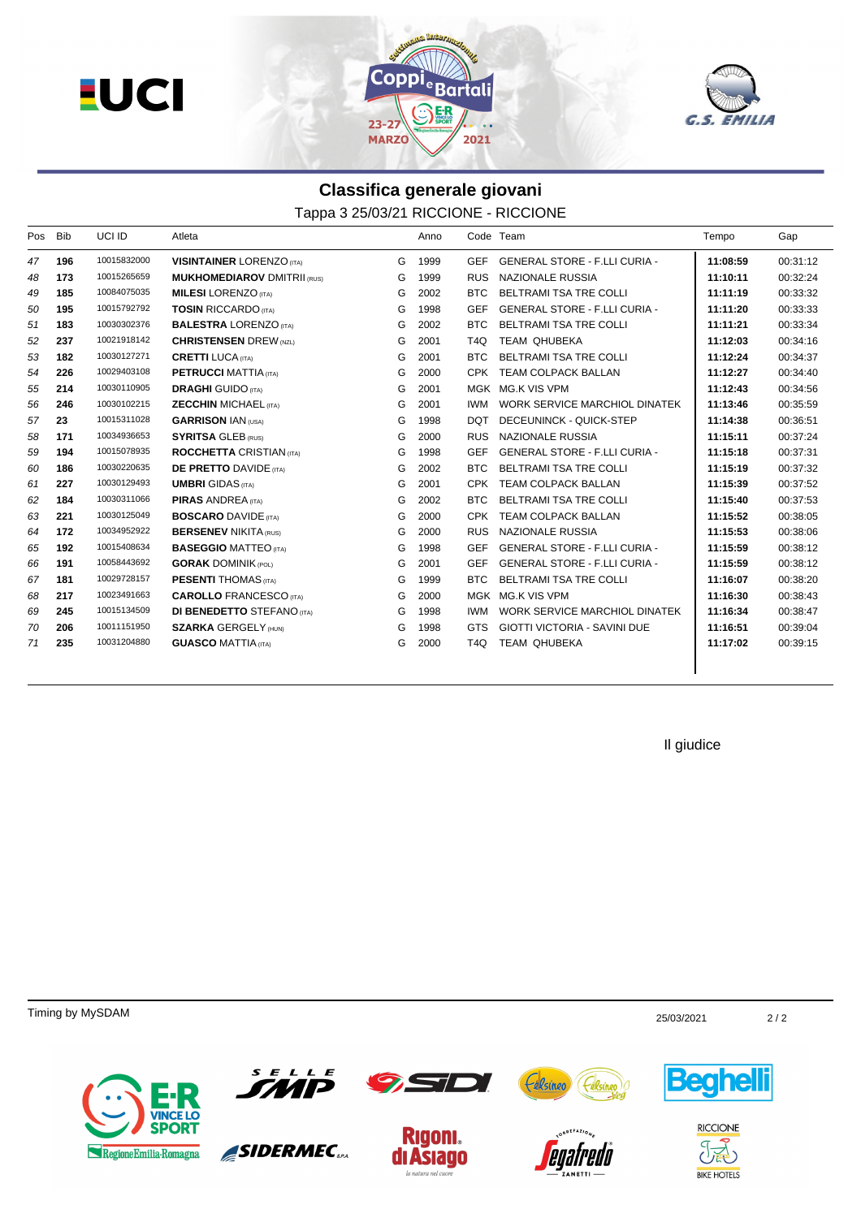## Classifica generale giovani

Tappa 3 25/03/21 RICCIONE - RICCIONE

| Pos | Bib | UCI ID | Atleta | | Anno | Code | Team | Tempo | Gap |
|---|---|---|---|---|---|---|---|---|---|
| 47 | 196 | 10015832000 | **VISINTAINER** LORENZO (ITA) | G | 1999 | GEF | GENERAL STORE - F.LLI CURIA - | **11:08:59** | 00:31:12 |
| 48 | 173 | 10015265659 | **MUKHOMEDIAROV** DMITRII (RUS) | G | 1999 | RUS | NAZIONALE RUSSIA | **11:10:11** | 00:32:24 |
| 49 | 185 | 10084075035 | **MILESI** LORENZO (ITA) | G | 2002 | BTC | BELTRAMI TSA TRE COLLI | **11:11:19** | 00:33:32 |
| 50 | 195 | 10015792792 | **TOSIN** RICCARDO (ITA) | G | 1998 | GEF | GENERAL STORE - F.LLI CURIA - | **11:11:20** | 00:33:33 |
| 51 | 183 | 10030302376 | **BALESTRA** LORENZO (ITA) | G | 2002 | BTC | BELTRAMI TSA TRE COLLI | **11:11:21** | 00:33:34 |
| 52 | 237 | 10021918142 | **CHRISTENSEN** DREW (NZL) | G | 2001 | T4Q | TEAM QHUBEKA | **11:12:03** | 00:34:16 |
| 53 | 182 | 10030127271 | **CRETTI** LUCA (ITA) | G | 2001 | BTC | BELTRAMI TSA TRE COLLI | **11:12:24** | 00:34:37 |
| 54 | 226 | 10029403108 | **PETRUCCI** MATTIA (ITA) | G | 2000 | CPK | TEAM COLPACK BALLAN | **11:12:27** | 00:34:40 |
| 55 | 214 | 10030110905 | **DRAGHI** GUIDO (ITA) | G | 2001 | MGK | MG.K VIS VPM | **11:12:43** | 00:34:56 |
| 56 | 246 | 10030102215 | **ZECCHIN** MICHAEL (ITA) | G | 2001 | IWM | WORK SERVICE MARCHIOL DINATEK | **11:13:46** | 00:35:59 |
| 57 | 23 | 10015311028 | **GARRISON** IAN (USA) | G | 1998 | DQT | DECEUNINCK - QUICK-STEP | **11:14:38** | 00:36:51 |
| 58 | 171 | 10034936653 | **SYRITSA** GLEB (RUS) | G | 2000 | RUS | NAZIONALE RUSSIA | **11:15:11** | 00:37:24 |
| 59 | 194 | 10015078935 | **ROCCHETTA** CRISTIAN (ITA) | G | 1998 | GEF | GENERAL STORE - F.LLI CURIA - | **11:15:18** | 00:37:31 |
| 60 | 186 | 10030220635 | **DE PRETTO** DAVIDE (ITA) | G | 2002 | BTC | BELTRAMI TSA TRE COLLI | **11:15:19** | 00:37:32 |
| 61 | 227 | 10030129493 | **UMBRI** GIDAS (ITA) | G | 2001 | CPK | TEAM COLPACK BALLAN | **11:15:39** | 00:37:52 |
| 62 | 184 | 10030311066 | **PIRAS** ANDREA (ITA) | G | 2002 | BTC | BELTRAMI TSA TRE COLLI | **11:15:40** | 00:37:53 |
| 63 | 221 | 10030125049 | **BOSCARO** DAVIDE (ITA) | G | 2000 | CPK | TEAM COLPACK BALLAN | **11:15:52** | 00:38:05 |
| 64 | 172 | 10034952922 | **BERSENEV** NIKITA (RUS) | G | 2000 | RUS | NAZIONALE RUSSIA | **11:15:53** | 00:38:06 |
| 65 | 192 | 10015408634 | **BASEGGIO** MATTEO (ITA) | G | 1998 | GEF | GENERAL STORE - F.LLI CURIA - | **11:15:59** | 00:38:12 |
| 66 | 191 | 10058443692 | **GORAK** DOMINIK (POL) | G | 2001 | GEF | GENERAL STORE - F.LLI CURIA - | **11:15:59** | 00:38:12 |
| 67 | 181 | 10029728157 | **PESENTI** THOMAS (ITA) | G | 1999 | BTC | BELTRAMI TSA TRE COLLI | **11:16:07** | 00:38:20 |
| 68 | 217 | 10023491663 | **CAROLLO** FRANCESCO (ITA) | G | 2000 | MGK | MG.K VIS VPM | **11:16:30** | 00:38:43 |
| 69 | 245 | 10015134509 | **DI BENEDETTO** STEFANO (ITA) | G | 1998 | IWM | WORK SERVICE MARCHIOL DINATEK | **11:16:34** | 00:38:47 |
| 70 | 206 | 10011151950 | **SZARKA** GERGELY (HUN) | G | 1998 | GTS | GIOTTI VICTORIA - SAVINI DUE | **11:16:51** | 00:39:04 |
| 71 | 235 | 10031204880 | **GUASCO** MATTIA (ITA) | G | 2000 | T4Q | TEAM QHUBEKA | **11:17:02** | 00:39:15 |

Il giudice

Timing by MySDAM

25/03/2021